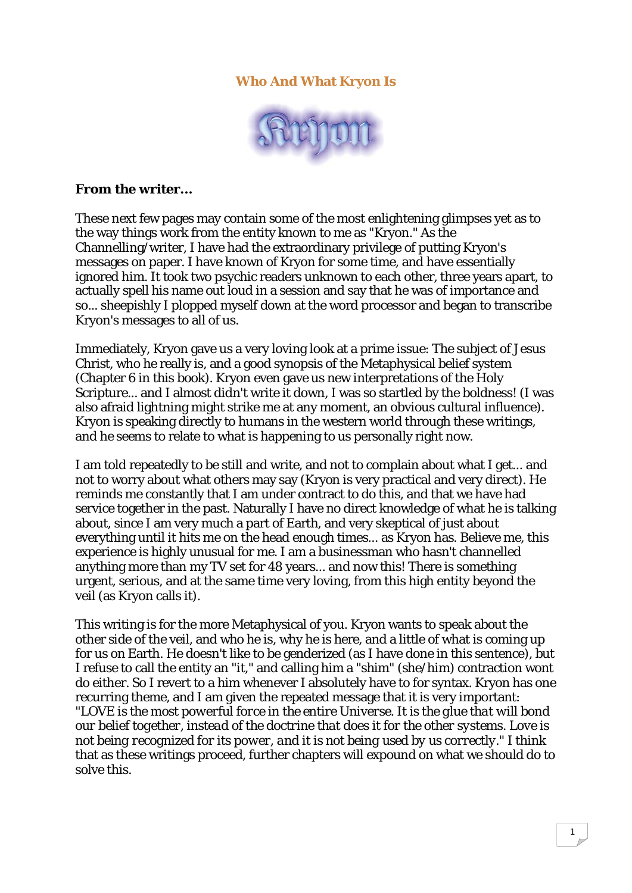# Who And What Kryon Is

**From the writer...**

These next few pages may contain some of the most enlightening glimpses yet as to the way things work from the entity known to me as "Kryon." As the Channelling/writer, I have had the extraordinary privilege of putting Kryon's messages on paper. I have known of Kryon for some time, and have essentially ignored him. It took two psychic readers unknown to each other, three years apart, to actually spell his name out loud in a session and say that he was of importance and so... sheepishly I plopped myself down at the word processor and began to transcribe Kryon's messages to all of us.

Immediately, Kryon gave us a very loving look at a prime issue: The subject of Jesus Christ, who he really is, and a good synopsis of the Metaphysical belief system (Chapter 6 in this book). Kryon even gave us new interpretations of the Holy Scripture... and I almost didn't write it down, I was so startled by the boldness! (I was also afraid lightning might strike me at any moment, an obvious cultural influence). Kryon is speaking directly to humans in the western world through these writings, and he seems to relate to what is happening to us personally right now.

I am told repeatedly to be still and write, and not to complain about what I get... and not to worry about what others may say (Kryon is very practical and very direct). He reminds me constantly that I am under contract to do this, and that we have had service together in the past. Naturally I have no direct knowledge of what he is talking about, since I am very much a part of Earth, and very skeptical of just about everything until it hits me on the head enough times... as Kryon has. Believe me, this experience is highly unusual for me. I am a businessman who hasn't channelled anything more than my TV set for 48 years... and now this! There is something urgent, serious, and at the same time very loving, from this high entity beyond the veil (as Kryon calls it).

This writing is for the more Metaphysical of you. Kryon wants to speak about the other side of the veil, and who he is, why he is here, and a little of what is coming up for us on Earth. He doesn't like to be genderized (as I have done in this sentence), but I refuse to call the entity an "it," and calling him a "shim" (she/him) contraction wont do either. So I revert to a him whenever I absolutely have to for syntax. Kryon has one recurring theme, and I am given the repeated message that it is very important: "LOVE is the most powerful force in the entire Universe. It is the glue that will bond our belief together, instead of the doctrine that does it for the other systems. Love is not being recognized for its power, and it is not being used by us correctly." I think that as these writings proceed, further chapters will expound on what we should do to solve this.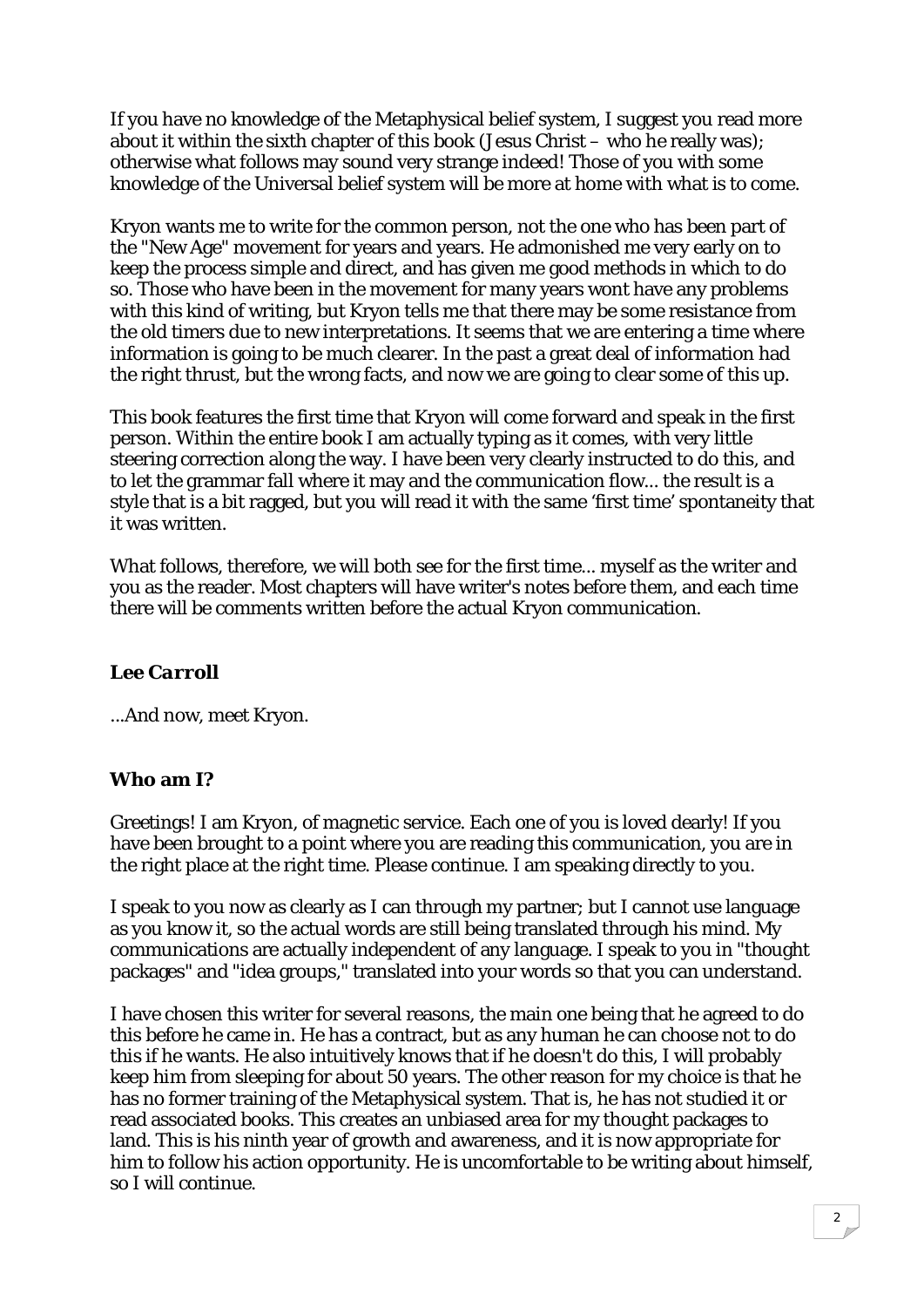If you have no knowledge of the Metaphysical belief system, I suggest you read more about it within the sixth chapter of this book (Jesus Christ – who he really was); otherwise what follows may sound very strange indeed! Those of you with some knowledge of the Universal belief system will be more at home with what is to come.

Kryon wants me to write for the common person, not the one who has been part of the "New Age" movement for years and years. He admonished me very early on to keep the process simple and direct, and has given me good methods in which to do so. Those who have been in the movement for many years wont have any problems with this kind of writing, but Kryon tells me that there may be some resistance from the old timers due to new interpretations. It seems that we are entering a time where information is going to be much clearer. In the past a great deal of information had the right thrust, but the wrong facts, and now we are going to clear some of this up.

This book features the first time that Kryon will come forward and speak in the first person. Within the entire book I am actually typing as it comes, with very little steering correction along the way. I have been very clearly instructed to do this, and to let the grammar fall where it may and the communication flow... the result is a style that is a bit ragged, but you will read it with the same 'first time' spontaneity that it was written.

What follows, therefore, we will both see for the first time... myself as the writer and you as the reader. Most chapters will have writer's notes before them, and each time there will be comments written before the actual Kryon communication.

***Lee Carroll***

...And now, meet Kryon.

**Who am I?**

Greetings! I am Kryon, of magnetic service. Each one of you is loved dearly! If you have been brought to a point where you are reading this communication, you are in the right place at the right time. Please continue. I am speaking directly to you.

I speak to you now as clearly as I can through my partner; but I cannot use language as you know it, so the actual words are still being translated through his mind. My communications are actually independent of any language. I speak to you in "thought packages" and "idea groups," translated into your words so that you can understand.

I have chosen this writer for several reasons, the main one being that he agreed to do this before he came in. He has a contract, but as any human he can choose not to do this if he wants. He also intuitively knows that if he doesn't do this, I will probably keep him from sleeping for about 50 years. The other reason for my choice is that he has no former training of the Metaphysical system. That is, he has not studied it or read associated books. This creates an unbiased area for my thought packages to land. This is his ninth year of growth and awareness, and it is now appropriate for him to follow his action opportunity. He is uncomfortable to be writing about himself, so I will continue.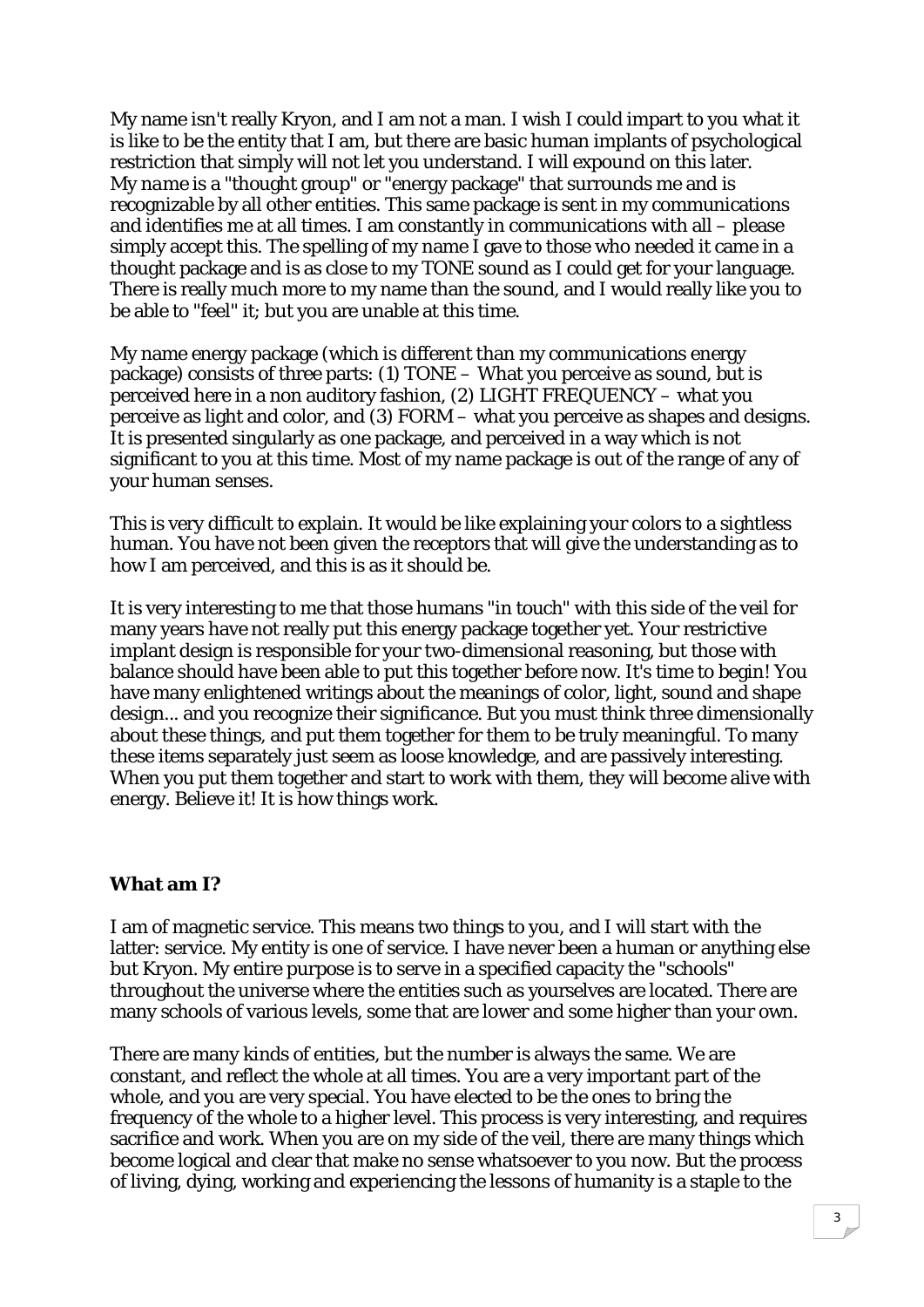My name isn't really Kryon, and I am not a man. I wish I could impart to you what it is like to be the entity that I am, but there are basic human implants of psychological restriction that simply will not let you understand. I will expound on this later. My *name* is a "thought group" or "energy package" that surrounds me and is recognizable by all other entities. This same package is sent in my communications and identifies me at all times. I am constantly in communications with all – please simply accept this. The spelling of my name I gave to those who needed it came in a thought package and is as close to my TONE sound as I could get for your language. There is really much more to my name than the sound, and I would really like you to be able to "feel" it; but you are unable at this time.

My name energy package (which is different than my communications energy package) consists of three parts: (1) TONE – What you perceive as sound, but is perceived here in a non auditory fashion, (2) LIGHT FREQUENCY – what you perceive as light and color, and (3) FORM – what you perceive as shapes and designs. It is presented singularly as one package, and perceived in a way which is not significant to you at this time. Most of my name package is out of the range of any of your human senses.

This is very difficult to explain. It would be like explaining your colors to a sightless human. You have not been given the receptors that will give the understanding as to how I am perceived, and this is as it should be.

It is very interesting to me that those humans "in touch" with this side of the veil for many years have not really put this energy package together yet. Your restrictive implant design is responsible for your two-dimensional reasoning, but those with balance should have been able to put this together before now. It's time to begin! You have many enlightened writings about the meanings of color, light, sound and shape design... and you recognize their significance. But you must think three dimensionally about these things, and put them together for them to be truly meaningful. To many these items separately just seem as loose knowledge, and are passively interesting. When you put them together and start to work with them, they will become alive with energy. Believe it! It is how things work.

### What am I?

I am of magnetic service. This means two things to you, and I will start with the latter: service. My entity is one of service. I have never been a human or anything else but Kryon. My entire purpose is to serve in a specified capacity the "schools" throughout the universe where the entities such as yourselves are located. There are many schools of various levels, some that are lower and some higher than your own.

There are many kinds of entities, but the number is always the same. We are constant, and reflect the whole at all times. You are a very important part of the whole, and you are very special. You have elected to be the ones to bring the frequency of the whole to a higher level. This process is very interesting, and requires sacrifice and work. When you are on my side of the veil, there are many things which become logical and clear that make no sense whatsoever to you now. But the process of living, dying, working and experiencing the lessons of humanity is a staple to the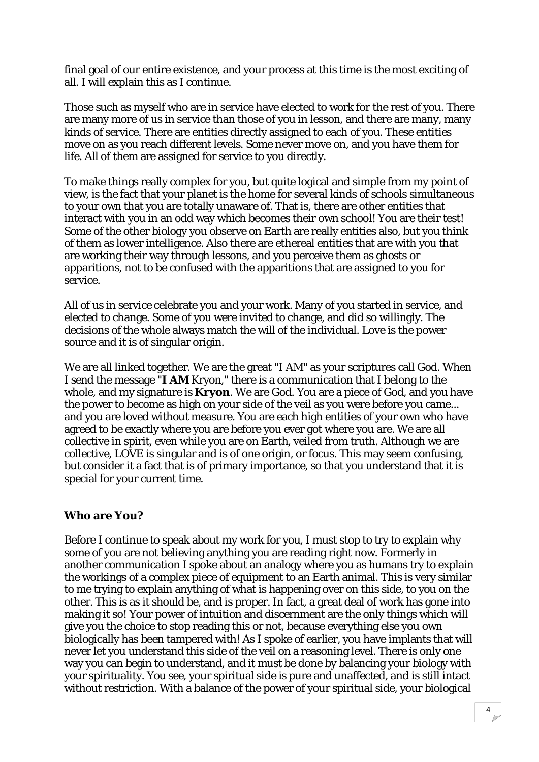final goal of our entire existence, and your process at this time is the most exciting of all. I will explain this as I continue.

Those such as myself who are in service have elected to work for the rest of you. There are many more of us in service than those of you in lesson, and there are many, many kinds of service. There are entities directly assigned to each of you. These entities move on as you reach different levels. Some never move on, and you have them for life. All of them are assigned for service to you directly.

To make things really complex for you, but quite logical and simple from my point of view, is the fact that your planet is the home for several kinds of schools simultaneous to your own that you are totally unaware of. That is, there are other entities that interact with you in an odd way which becomes their own school! You are their test! Some of the other biology you observe on Earth are really entities also, but you think of them as lower intelligence. Also there are ethereal entities that are with you that are working their way through lessons, and you perceive them as ghosts or apparitions, not to be confused with the apparitions that are assigned to you for service.

All of us in service celebrate you and your work. Many of you started in service, and elected to change. Some of you were invited to change, and did so willingly. The decisions of the whole always match the will of the individual. Love is the power source and it is of singular origin.

We are all linked together. We are the great "I AM" as your scriptures call God. When I send the message "**I AM** Kryon," there is a communication that I belong to the whole, and my signature is **Kryon**. We are God. You are a piece of God, and you have the power to become as high on your side of the veil as you were before you came... and you are loved without measure. You are each high entities of your own who have agreed to be exactly where you are before you ever got where you are. We are all collective in spirit, even while you are on Earth, veiled from truth. Although we are collective, LOVE is singular and is of one origin, or focus. This may seem confusing, but consider it a fact that is of primary importance, so that you understand that it is special for your current time.

### Who are You?

Before I continue to speak about my work for you, I must stop to try to explain why some of you are not believing anything you are reading right now. Formerly in another communication I spoke about an analogy where you as humans try to explain the workings of a complex piece of equipment to an Earth animal. This is very similar to me trying to explain anything of what is happening over on this side, to you on the other. This is as it should be, and is proper. In fact, a great deal of work has gone into making it so! Your power of intuition and discernment are the only things which will give you the choice to stop reading this or not, because everything else you own biologically has been tampered with! As I spoke of earlier, you have implants that will never let you understand this side of the veil on a reasoning level. There is only one way you can begin to understand, and it must be done by balancing your biology with your spirituality. You see, your spiritual side is pure and unaffected, and is still intact without restriction. With a balance of the power of your spiritual side, your biological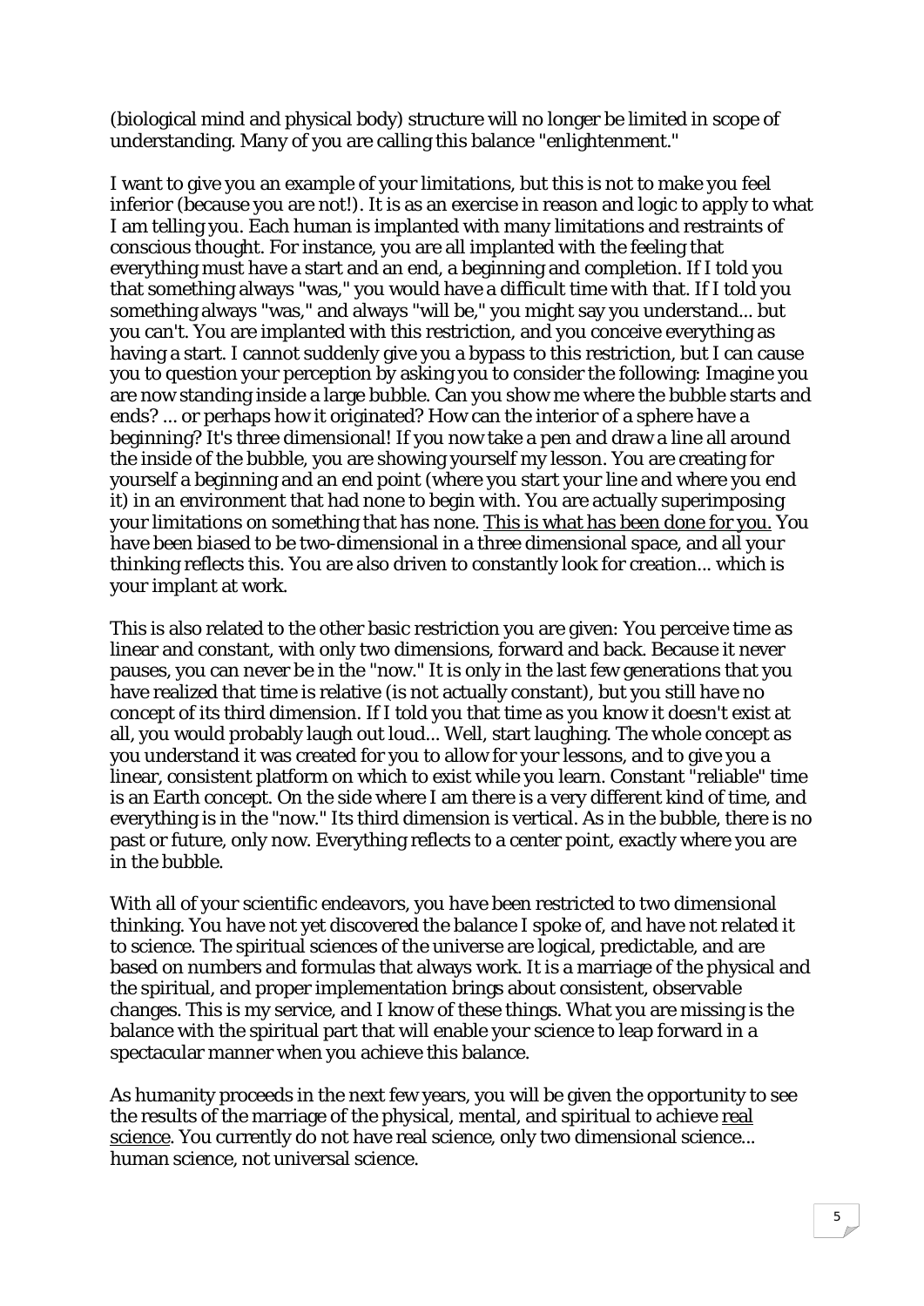(biological mind and physical body) structure will no longer be limited in scope of understanding. Many of you are calling this balance "enlightenment."

I want to give you an example of your limitations, but this is not to make you feel inferior (because you are not!). It is as an exercise in reason and logic to apply to what I am telling you. Each human is implanted with many limitations and restraints of conscious thought. For instance, you are all implanted with the feeling that everything must have a start and an end, a beginning and completion. If I told you that something always "was," you would have a difficult time with that. If I told you something always "was," and always "will be," you might say you understand... but you can't. You are implanted with this restriction, and you conceive everything as having a start. I cannot suddenly give you a bypass to this restriction, but I can cause you to question your perception by asking you to consider the following: Imagine you are now standing inside a large bubble. Can you show me where the bubble starts and ends? ... or perhaps how it originated? How can the interior of a sphere have a beginning? It's three dimensional! If you now take a pen and draw a line all around the inside of the bubble, you are showing yourself my lesson. You are creating for yourself a beginning and an end point (where you start your line and where you end it) in an environment that had none to begin with. You are actually superimposing your limitations on something that has none. <u>This is what has been done for you.</u> You have been biased to be two-dimensional in a three dimensional space, and all your thinking reflects this. You are also driven to constantly look for creation... which is your implant at work.

This is also related to the other basic restriction you are given: You perceive time as linear and constant, with only two dimensions, forward and back. Because it never pauses, you can never be in the "now." It is only in the last few generations that you have realized that time is relative (is not actually constant), but you still have no concept of its third dimension. If I told you that time as you know it doesn't exist at all, you would probably laugh out loud... Well, start laughing. The whole concept as you understand it was created for you to allow for your lessons, and to give you a linear, consistent platform on which to exist while you learn. Constant "reliable" time is an Earth concept. On the side where I am there is a very different kind of time, and everything is in the "now." Its third dimension is vertical. As in the bubble, there is no past or future, only now. Everything reflects to a center point, exactly where you are in the bubble.

With all of your scientific endeavors, you have been restricted to two dimensional thinking. You have not yet discovered the balance I spoke of, and have not related it to science. The spiritual sciences of the universe are logical, predictable, and are based on numbers and formulas that always work. It is a marriage of the physical and the spiritual, and proper implementation brings about consistent, observable changes. This is my service, and I know of these things. What you are missing is the balance with the spiritual part that will enable your science to leap forward in a spectacular manner when you achieve this balance.

As humanity proceeds in the next few years, you will be given the opportunity to see the results of the marriage of the physical, mental, and spiritual to achieve <u>real science</u>. You currently do not have real science, only two dimensional science... human science, not universal science.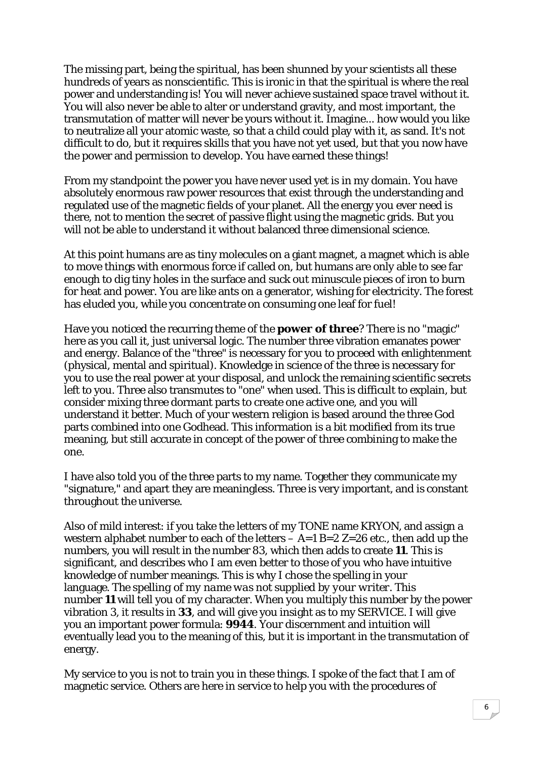The missing part, being the spiritual, has been shunned by your scientists all these hundreds of years as nonscientific. This is ironic in that the spiritual is where the real power and understanding is! You will never achieve sustained space travel without it. You will also never be able to alter or understand gravity, and most important, the transmutation of matter will never be yours without it. Imagine... how would you like to neutralize all your atomic waste, so that a child could play with it, as sand. It's not difficult to do, but it requires skills that you have not yet used, but that you now have the power and permission to develop. You have earned these things!

From my standpoint the power you have never used yet is in my domain. You have absolutely enormous raw power resources that exist through the understanding and regulated use of the magnetic fields of your planet. All the energy you ever need is there, not to mention the secret of passive flight using the magnetic grids. But you will not be able to understand it without balanced three dimensional science.

At this point humans are as tiny molecules on a giant magnet, a magnet which is able to move things with enormous force if called on, but humans are only able to see far enough to dig tiny holes in the surface and suck out minuscule pieces of iron to burn for heat and power. You are like ants on a generator, wishing for electricity. The forest has eluded you, while you concentrate on consuming one leaf for fuel!

Have you noticed the recurring theme of the ***power of three***? There is no "magic" here as you call it, just universal logic. The number three vibration emanates power and energy. Balance of the "three" is necessary for you to proceed with enlightenment (physical, mental and spiritual). Knowledge in science of the three is necessary for you to use the real power at your disposal, and unlock the remaining scientific secrets left to you. Three also transmutes to "one" when used. This is difficult to explain, but consider mixing three dormant parts to create one active one, and you will understand it better. Much of your western religion is based around the three God parts combined into one Godhead. This information is a bit modified from its true meaning, but still accurate in concept of the power of three combining to make the one.

I have also told you of the three parts to my name. Together they communicate my "signature," and apart they are meaningless. Three is very important, and is constant throughout the universe.

Also of mild interest: if you take the letters of my TONE name KRYON, and assign a western alphabet number to each of the letters – A=1 B=2 Z=26 etc., then add up the numbers, you will result in the number 83, which then adds to create **11**. This is significant, and describes who I am even better to those of you who have intuitive knowledge of number meanings. This is why I chose the spelling in your language. *The spelling of my name was not supplied by your writer*. This number **11** will tell you of my character. When you multiply this number by the power vibration 3, it results in **33**, and will give you insight as to my SERVICE. I will give you an important power formula: ***9944***. Your discernment and intuition will eventually lead you to the meaning of this, but it is important in the transmutation of energy.

My service to you is not to train you in these things. I spoke of the fact that I am of magnetic service. Others are here in service to help you with the procedures of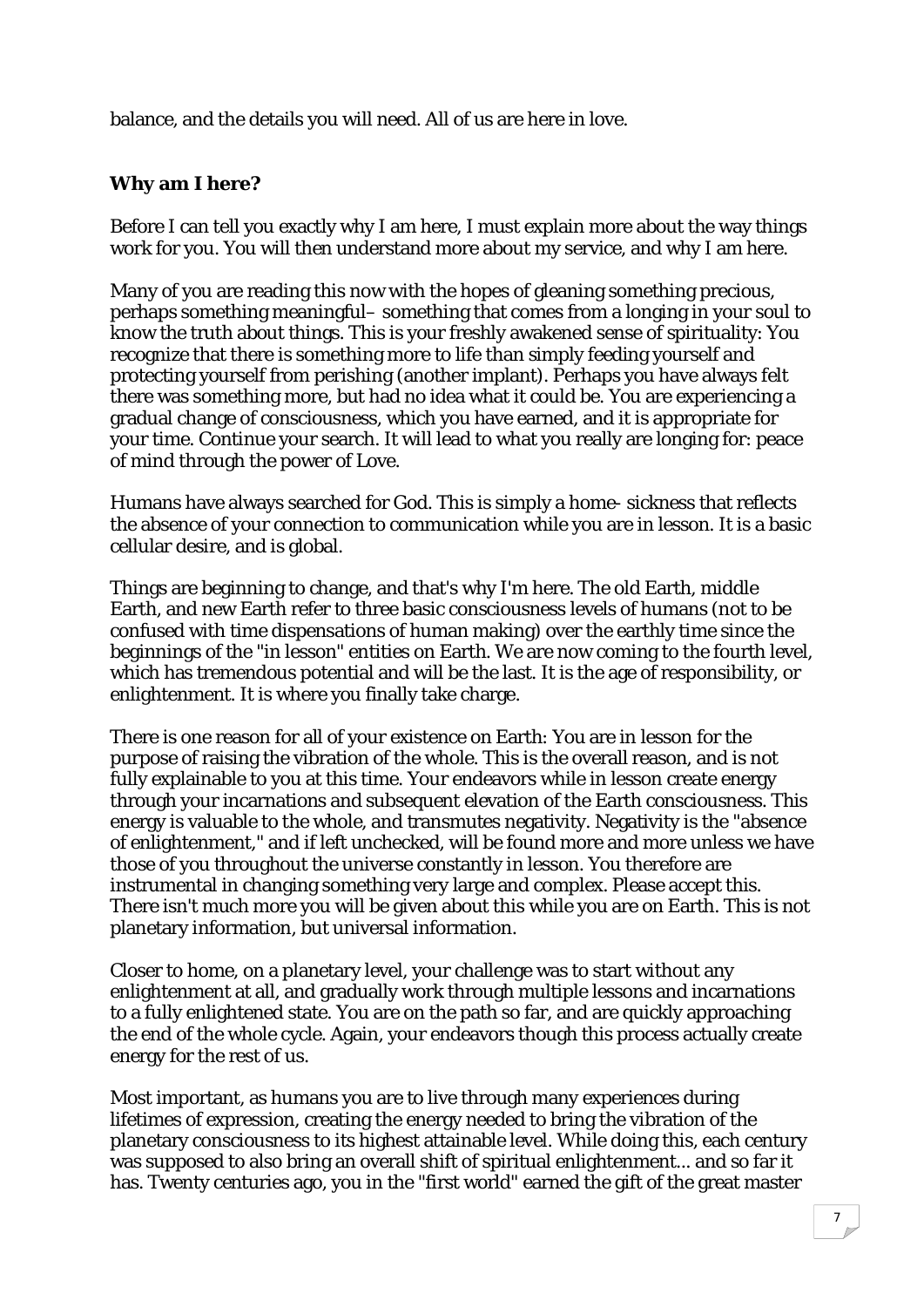balance, and the details you will need. All of us are here in love.

**Why am I here?**

Before I can tell you exactly why I am here, I must explain more about the way things work for you. You will then understand more about my service, and why I am here.

Many of you are reading this now with the hopes of gleaning something precious, perhaps something meaningful– something that comes from a longing in your soul to know the truth about things. This is your freshly awakened sense of spirituality: You recognize that there is something more to life than simply feeding yourself and protecting yourself from perishing (another implant). Perhaps you have always felt there was something more, but had no idea what it could be. You are experiencing a gradual change of consciousness, which you have earned, and it is appropriate for your time. Continue your search. It will lead to what you really are longing for: peace of mind through the power of Love.

Humans have always searched for God. This is simply a home- sickness that reflects the absence of your connection to communication while you are in lesson. It is a basic cellular desire, and is global.

Things are beginning to change, and that's why I'm here. The old Earth, middle Earth, and new Earth refer to three basic consciousness levels of humans (not to be confused with time dispensations of human making) over the earthly time since the beginnings of the "in lesson" entities on Earth. We are now coming to the fourth level, which has tremendous potential and will be the last. It is the age of responsibility, or enlightenment. It is where you finally take charge.

There is one reason for all of your existence on Earth: You are in lesson for the purpose of raising the vibration of the whole. This is the overall reason, and is not fully explainable to you at this time. Your endeavors while in lesson create energy through your incarnations and subsequent elevation of the Earth consciousness. This energy is valuable to the whole, and transmutes negativity. Negativity is the "absence of enlightenment," and if left unchecked, will be found more and more unless we have those of you throughout the universe constantly in lesson. You therefore are instrumental in changing something very large and complex. Please accept this. There isn't much more you will be given about this while you are on Earth. This is not planetary information, but universal information.

Closer to home, on a planetary level, your challenge was to start without any enlightenment at all, and gradually work through multiple lessons and incarnations to a fully enlightened state. You are on the path so far, and are quickly approaching the end of the whole cycle. Again, your endeavors though this process actually create energy for the rest of us.

Most important, as humans you are to live through many experiences during lifetimes of expression, creating the energy needed to bring the vibration of the planetary consciousness to its highest attainable level. While doing this, each century was supposed to also bring an overall shift of spiritual enlightenment... and so far it has. Twenty centuries ago, you in the "first world" earned the gift of the great master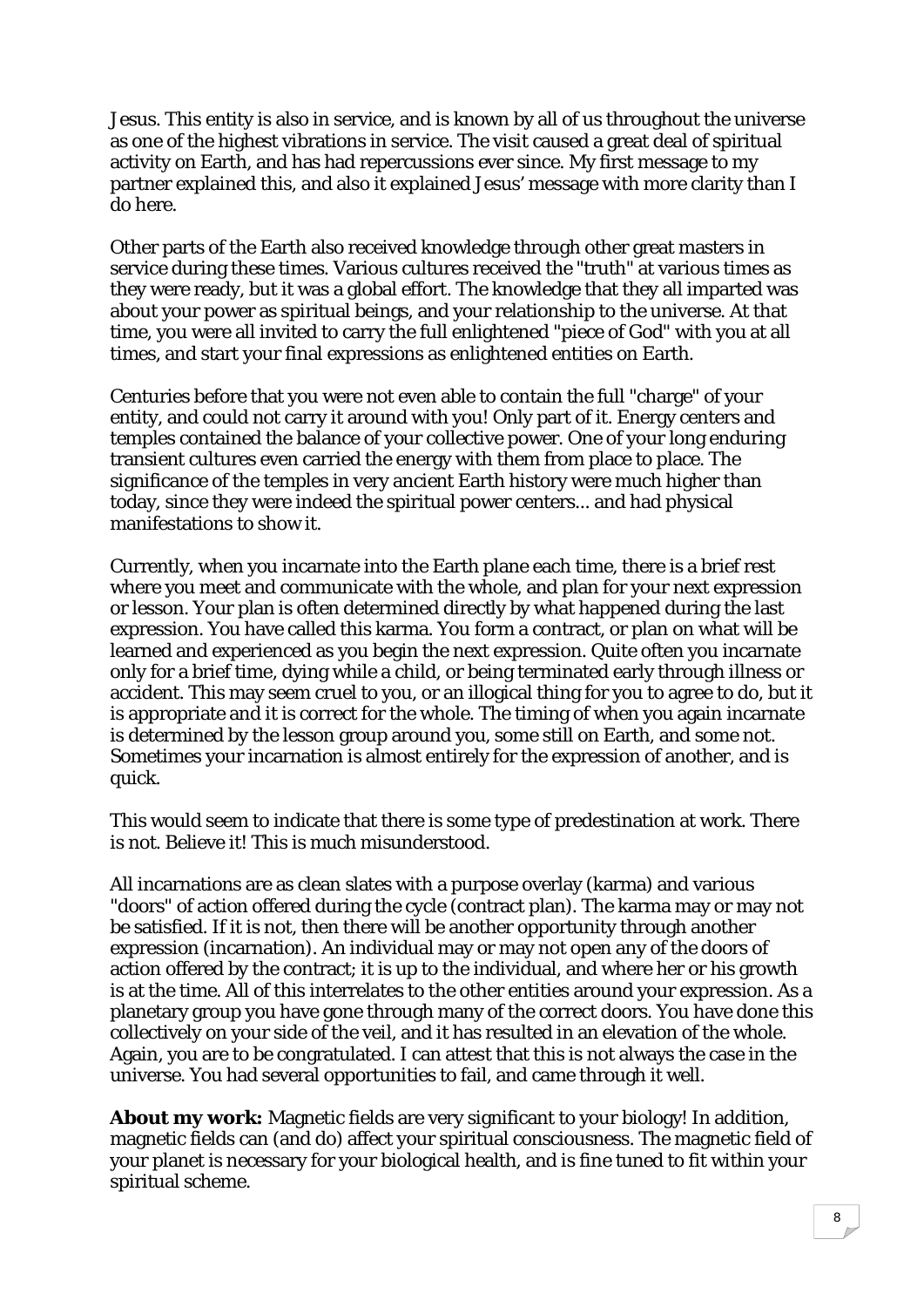Jesus. This entity is also in service, and is known by all of us throughout the universe as one of the highest vibrations in service. The visit caused a great deal of spiritual activity on Earth, and has had repercussions ever since. My first message to my partner explained this, and also it explained Jesus' message with more clarity than I do here.

Other parts of the Earth also received knowledge through other great masters in service during these times. Various cultures received the "truth" at various times as they were ready, but it was a global effort. The knowledge that they all imparted was about your power as spiritual beings, and your relationship to the universe. At that time, you were all invited to carry the full enlightened "piece of God" with you at all times, and start your final expressions as enlightened entities on Earth.

Centuries before that you were not even able to contain the full "charge" of your entity, and could not carry it around with you! Only part of it. Energy centers and temples contained the balance of your collective power. One of your long enduring transient cultures even carried the energy with them from place to place. The significance of the temples in very ancient Earth history were much higher than today, since they were indeed the spiritual power centers... and had physical manifestations to show it.

Currently, when you incarnate into the Earth plane each time, there is a brief rest where you meet and communicate with the whole, and plan for your next expression or lesson. Your plan is often determined directly by what happened during the last expression. You have called this karma. You form a contract, or plan on what will be learned and experienced as you begin the next expression. Quite often you incarnate only for a brief time, dying while a child, or being terminated early through illness or accident. This may seem cruel to you, or an illogical thing for you to agree to do, but it is appropriate and it is correct for the whole. The timing of when you again incarnate is determined by the lesson group around you, some still on Earth, and some not. Sometimes your incarnation is almost entirely for the expression of another, and is quick.

This would seem to indicate that there is some type of predestination at work. There is not. Believe it! This is much misunderstood.

All incarnations are as clean slates with a purpose overlay (karma) and various "doors" of action offered during the cycle (contract plan). The karma may or may not be satisfied. If it is not, then there will be another opportunity through another expression (incarnation). An individual may or may not open any of the doors of action offered by the contract; it is up to the individual, and where her or his growth is at the time. All of this interrelates to the other entities around your expression. As a planetary group you have gone through many of the correct doors. You have done this collectively on your side of the veil, and it has resulted in an elevation of the whole. Again, you are to be congratulated. I can attest that this is not always the case in the universe. You had several opportunities to fail, and came through it well.

**About my work:** Magnetic fields are very significant to your biology! In addition, magnetic fields can (and do) affect your spiritual consciousness. The magnetic field of your planet is necessary for your biological health, and is fine tuned to fit within your spiritual scheme.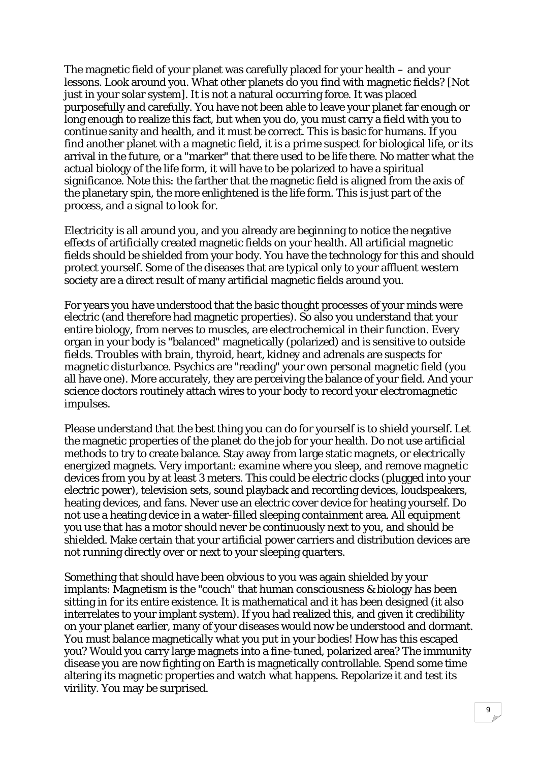The magnetic field of your planet was carefully placed for your health – and your lessons. Look around you. What other planets do you find with magnetic fields? [Not just in your solar system]. It is not a natural occurring force. It was placed purposefully and carefully. You have not been able to leave your planet far enough or long enough to realize this fact, but when you do, you must carry a field with you to continue sanity and health, and it must be correct. This is basic for humans. If you find another planet with a magnetic field, it is a prime suspect for biological life, or its arrival in the future, or a "marker" that there used to be life there. No matter what the actual biology of the life form, it will have to be polarized to have a spiritual significance. Note this: the farther that the magnetic field is aligned from the axis of the planetary spin, the more enlightened is the life form. This is just part of the process, and a signal to look for.

Electricity is all around you, and you already are beginning to notice the negative effects of artificially created magnetic fields on your health. All artificial magnetic fields should be shielded from your body. You have the technology for this and should protect yourself. Some of the diseases that are typical only to your affluent western society are a direct result of many artificial magnetic fields around you.

For years you have understood that the basic thought processes of your minds were electric (and therefore had magnetic properties). So also you understand that your entire biology, from nerves to muscles, are electrochemical in their function. Every organ in your body is "balanced" magnetically (polarized) and is sensitive to outside fields. Troubles with brain, thyroid, heart, kidney and adrenals are suspects for magnetic disturbance. Psychics are "reading" your own personal magnetic field (you all have one). More accurately, they are perceiving the balance of your field. And your science doctors routinely attach wires to your body to record your electromagnetic impulses.

Please understand that the best thing you can do for yourself is to shield yourself. Let the magnetic properties of the planet do the job for your health. Do not use artificial methods to try to create balance. Stay away from large static magnets, or electrically energized magnets. Very important: examine where you sleep, and remove magnetic devices from you by at least 3 meters. This could be electric clocks (plugged into your electric power), television sets, sound playback and recording devices, loudspeakers, heating devices, and fans. Never use an electric cover device for heating yourself. Do not use a heating device in a water-filled sleeping containment area. All equipment you use that has a motor should never be continuously next to you, and should be shielded. Make certain that your artificial power carriers and distribution devices are not running directly over or next to your sleeping quarters.

Something that should have been obvious to you was again shielded by your implants: Magnetism is the "couch" that human consciousness & biology has been sitting in for its entire existence. It is mathematical and it has been designed (it also interrelates to your implant system). If you had realized this, and given it credibility on your planet earlier, many of your diseases would now be understood and dormant. You must balance magnetically what you put in your bodies! How has this escaped you? Would you carry large magnets into a fine-tuned, polarized area? The immunity disease you are now fighting on Earth is magnetically controllable. Spend some time altering its magnetic properties and watch what happens. Repolarize it and test its virility. You may be surprised.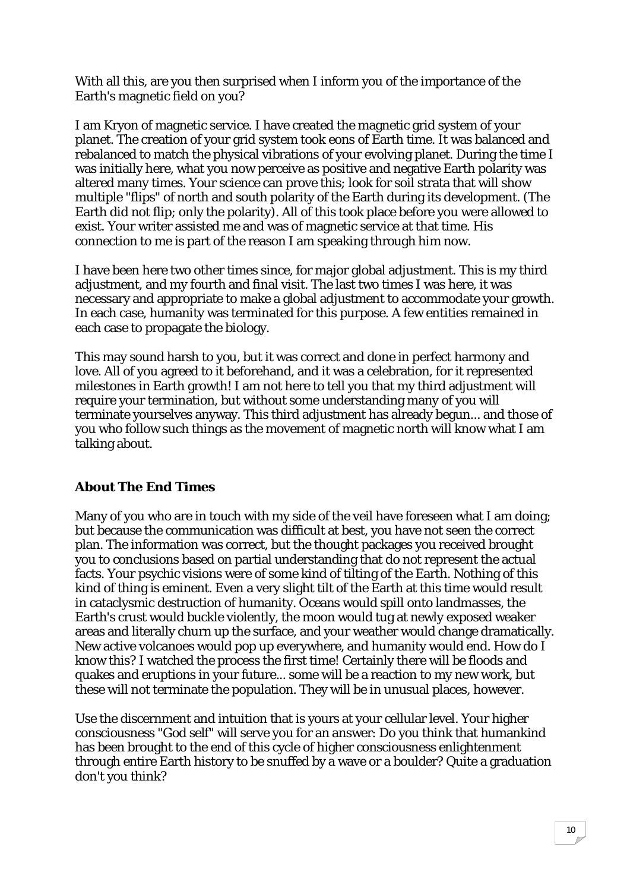With all this, are you then surprised when I inform you of the importance of the Earth's magnetic field on you?

I am Kryon of magnetic service. I have created the magnetic grid system of your planet. The creation of your grid system took eons of Earth time. It was balanced and rebalanced to match the physical vibrations of your evolving planet. During the time I was initially here, what you now perceive as positive and negative Earth polarity was altered many times. Your science can prove this; look for soil strata that will show multiple "flips" of north and south polarity of the Earth during its development. (The Earth did not flip; only the polarity). All of this took place before you were allowed to exist. Your writer assisted me and was of magnetic service at that time. His connection to me is part of the reason I am speaking through him now.

I have been here two other times since, for major global adjustment. This is my third adjustment, and my fourth and final visit. The last two times I was here, it was necessary and appropriate to make a global adjustment to accommodate your growth. In each case, humanity was terminated for this purpose. A few entities remained in each case to propagate the biology.

This may sound harsh to you, but it was correct and done in perfect harmony and love. All of you agreed to it beforehand, and it was a celebration, for it represented milestones in Earth growth! I am not here to tell you that my third adjustment will require your termination, but without some understanding many of you will terminate yourselves anyway. This third adjustment has already begun... and those of you who follow such things as the movement of magnetic north will know what I am talking about.

### About The End Times

Many of you who are in touch with my side of the veil have foreseen what I am doing; but because the communication was difficult at best, you have not seen the correct plan. The information was correct, but the thought packages you received brought you to conclusions based on partial understanding that do not represent the actual facts. Your psychic visions were of some kind of tilting of the Earth. Nothing of this kind of thing is eminent. Even a very slight tilt of the Earth at this time would result in cataclysmic destruction of humanity. Oceans would spill onto landmasses, the Earth's crust would buckle violently, the moon would tug at newly exposed weaker areas and literally churn up the surface, and your weather would change dramatically. New active volcanoes would pop up everywhere, and humanity would end. How do I know this? I watched the process the first time! Certainly there will be floods and quakes and eruptions in your future... some will be a reaction to my new work, but these will not terminate the population. They will be in unusual places, however.

Use the discernment and intuition that is yours at your cellular level. Your higher consciousness "God self" will serve you for an answer: Do you think that humankind has been brought to the end of this cycle of higher consciousness enlightenment through entire Earth history to be snuffed by a wave or a boulder? Quite a graduation don't you think?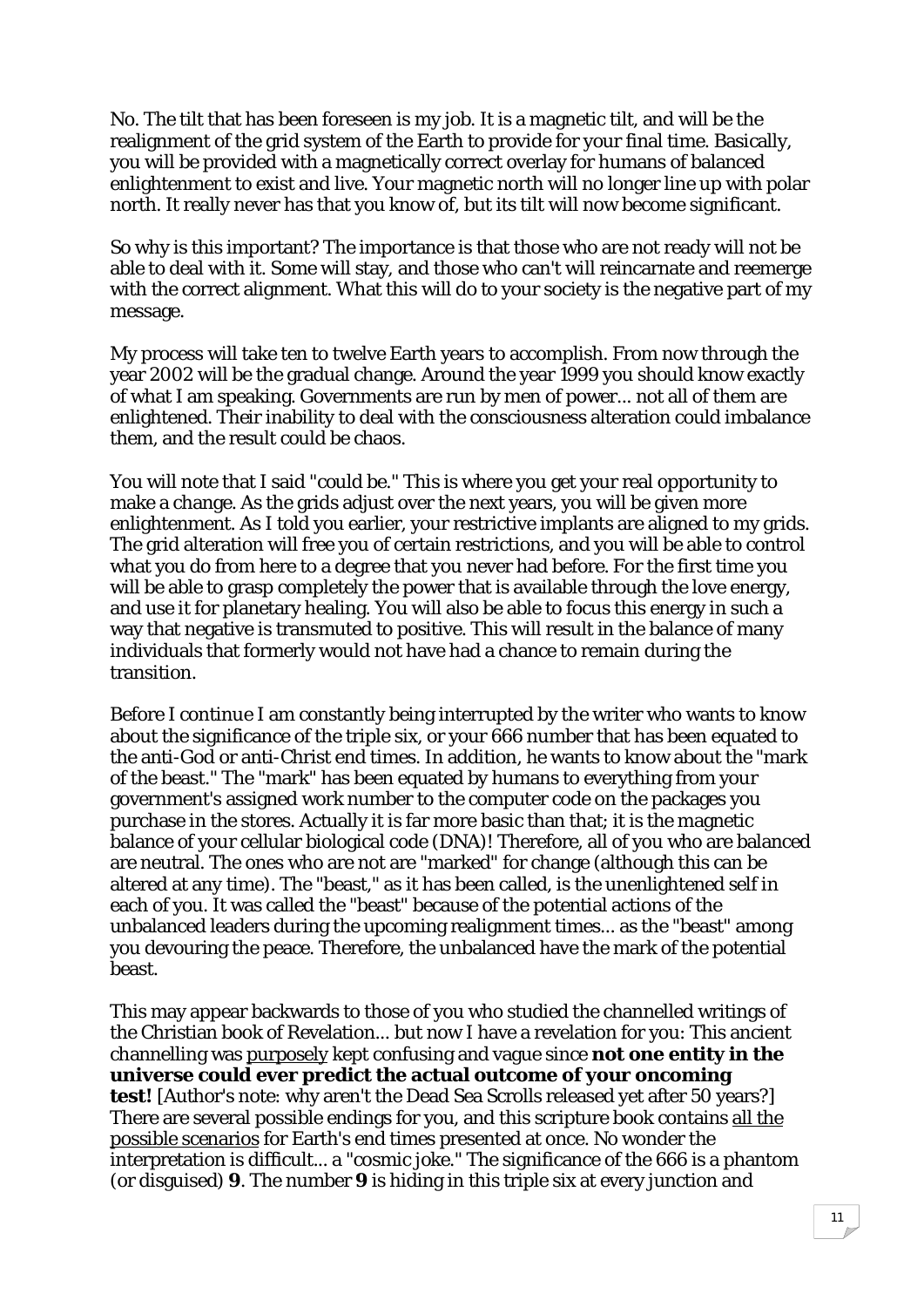No. The tilt that has been foreseen is my job. It is a magnetic tilt, and will be the realignment of the grid system of the Earth to provide for your final time. Basically, you will be provided with a magnetically correct overlay for humans of balanced enlightenment to exist and live. Your magnetic north will no longer line up with polar north. It really never has that you know of, but its tilt will now become significant.

So why is this important? The importance is that those who are not ready will not be able to deal with it. Some will stay, and those who can't will reincarnate and reemerge with the correct alignment. What this will do to your society is the negative part of my message.

My process will take ten to twelve Earth years to accomplish. From now through the year 2002 will be the gradual change. Around the year 1999 you should know exactly of what I am speaking. Governments are run by men of power... not all of them are enlightened. Their inability to deal with the consciousness alteration could imbalance them, and the result could be chaos.

You will note that I said "could be." This is where you get your real opportunity to make a change. As the grids adjust over the next years, you will be given more enlightenment. As I told you earlier, your restrictive implants are aligned to my grids. The grid alteration will free you of certain restrictions, and you will be able to control what you do from here to a degree that you never had before. For the first time you will be able to grasp completely the power that is available through the love energy, and use it for planetary healing. You will also be able to focus this energy in such a way that negative is transmuted to positive. This will result in the balance of many individuals that formerly would not have had a chance to remain during the transition.

Before I continue I am constantly being interrupted by the writer who wants to know about the significance of the triple six, or your 666 number that has been equated to the anti-God or anti-Christ end times. In addition, he wants to know about the "mark of the beast." The "mark" has been equated by humans to everything from your government's assigned work number to the computer code on the packages you purchase in the stores. Actually it is far more basic than that; it is the magnetic balance of your cellular biological code (DNA)! Therefore, all of you who are balanced are neutral. The ones who are not are "marked" for change (although this can be altered at any time). The "beast," as it has been called, is the unenlightened self in each of you. It was called the "beast" because of the potential actions of the unbalanced leaders during the upcoming realignment times... as the "beast" among you devouring the peace. Therefore, the unbalanced have the mark of the potential beast.

This may appear backwards to those of you who studied the channelled writings of the Christian book of Revelation... but now I have a revelation for you: This ancient channelling was purposely kept confusing and vague since **not one entity in the universe could ever predict the actual outcome of your oncoming test!** [Author's note: why aren't the Dead Sea Scrolls released yet after 50 years?] There are several possible endings for you, and this scripture book contains all the possible scenarios for Earth's end times presented at once. No wonder the interpretation is difficult... a "cosmic joke." The significance of the 666 is a phantom (or disguised) **9**. The number **9** is hiding in this triple six at every junction and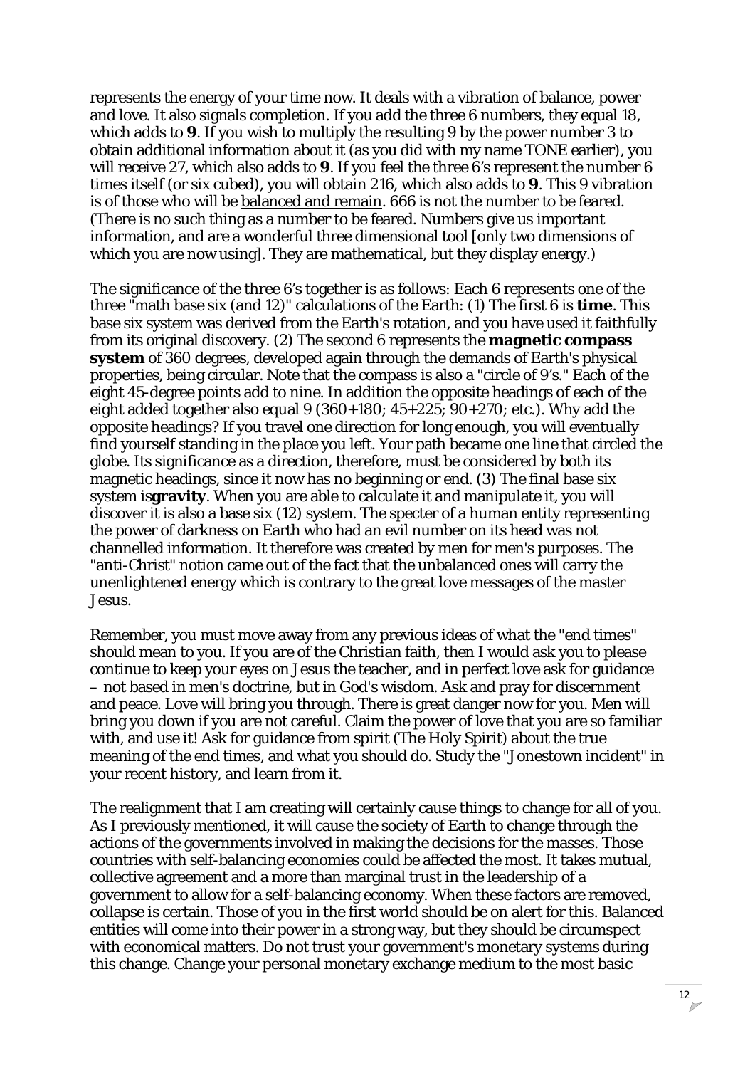represents the energy of your time now. It deals with a vibration of balance, power and love. It also signals completion. If you add the three 6 numbers, they equal 18, which adds to **9**. If you wish to multiply the resulting 9 by the power number 3 to obtain additional information about it (as you did with my name TONE earlier), you will receive 27, which also adds to **9**. If you feel the three 6's represent the number 6 times itself (or six cubed), you will obtain 216, which also adds to **9**. This 9 vibration is of those who will be <u>balanced and remain</u>. 666 is not the number to be feared. (There is no such thing as a number to be feared. Numbers give us important information, and are a wonderful three dimensional tool [only two dimensions of which you are now using]. They are mathematical, but they display energy.)

The significance of the three 6's together is as follows: Each 6 represents one of the three "math base six (and 12)" calculations of the Earth: (1) The first 6 is **time**. This base six system was derived from the Earth's rotation, and you have used it faithfully from its original discovery. (2) The second 6 represents the **magnetic compass system** of 360 degrees, developed again through the demands of Earth's physical properties, being circular. Note that the compass is also a "circle of 9's." Each of the eight 45-degree points add to nine. In addition the opposite headings of each of the eight added together also equal 9 (360+180; 45+225; 90+270; etc.). Why add the opposite headings? If you travel one direction for long enough, you will eventually find yourself standing in the place you left. Your path became one line that circled the globe. Its significance as a direction, therefore, must be considered by both its magnetic headings, since it now has no beginning or end. (3) The final base six system is**gravity**. When you are able to calculate it and manipulate it, you will discover it is also a base six (12) system. The specter of a human entity representing the power of darkness on Earth who had an evil number on its head was not channelled information. It therefore was created by men for men's purposes. The "anti-Christ" notion came out of the fact that the unbalanced ones will carry the unenlightened energy which is contrary to the great love messages of the master Jesus.

Remember, you must move away from any previous ideas of what the "end times" should mean to you. If you are of the Christian faith, then I would ask you to please continue to keep your eyes on Jesus the teacher, and in perfect love ask for guidance – not based in men's doctrine, but in God's wisdom. Ask and pray for discernment and peace. Love will bring you through. There is great danger now for you. Men will bring you down if you are not careful. Claim the power of love that you are so familiar with, and use it! Ask for guidance from spirit (The Holy Spirit) about the true meaning of the end times, and what you should do. Study the "Jonestown incident" in your recent history, and learn from it.

The realignment that I am creating will certainly cause things to change for all of you. As I previously mentioned, it will cause the society of Earth to change through the actions of the governments involved in making the decisions for the masses. Those countries with self-balancing economies could be affected the most. It takes mutual, collective agreement and a more than marginal trust in the leadership of a government to allow for a self-balancing economy. When these factors are removed, collapse is certain. Those of you in the first world should be on alert for this. Balanced entities will come into their power in a strong way, but they should be circumspect with economical matters. Do not trust your government's monetary systems during this change. Change your personal monetary exchange medium to the most basic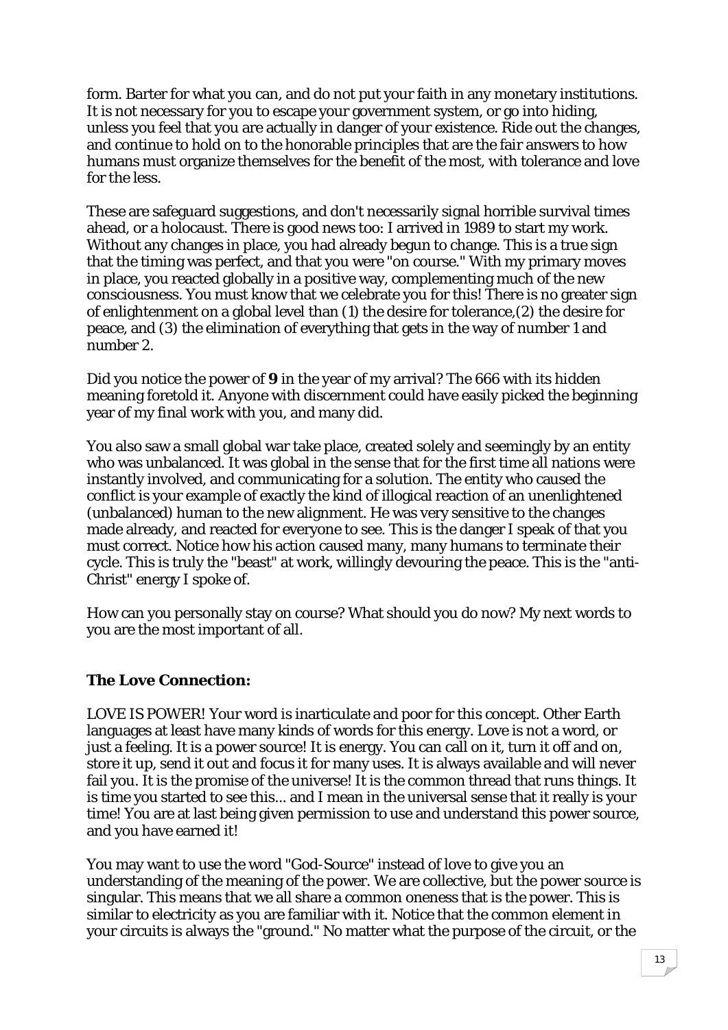form. Barter for what you can, and do not put your faith in any monetary institutions. It is not necessary for you to escape your government system, or go into hiding, unless you feel that you are actually in danger of your existence. Ride out the changes, and continue to hold on to the honorable principles that are the fair answers to how humans must organize themselves for the benefit of the most, with tolerance and love for the less.

These are safeguard suggestions, and don't necessarily signal horrible survival times ahead, or a holocaust. There is good news too: I arrived in 1989 to start my work. Without any changes in place, you had already begun to change. This is a true sign that the timing was perfect, and that you were "on course." With my primary moves in place, you reacted globally in a positive way, complementing much of the new consciousness. You must know that we celebrate you for this! There is no greater sign of enlightenment on a global level than (1) the desire for tolerance,(2) the desire for peace, and (3) the elimination of everything that gets in the way of number 1 and number 2.

Did you notice the power of **9** in the year of my arrival? The 666 with its hidden meaning foretold it. Anyone with discernment could have easily picked the beginning year of my final work with you, and many did.

You also saw a small global war take place, created solely and seemingly by an entity who was unbalanced. It was global in the sense that for the first time all nations were instantly involved, and communicating for a solution. The entity who caused the conflict is your example of exactly the kind of illogical reaction of an unenlightened (unbalanced) human to the new alignment. He was very sensitive to the changes made already, and reacted for everyone to see. This is the danger I speak of that you must correct. Notice how his action caused many, many humans to terminate their cycle. This is truly the "beast" at work, willingly devouring the peace. This is the "anti-Christ" energy I spoke of.

How can you personally stay on course? What should you do now? My next words to you are the most important of all.

### The Love Connection:

LOVE IS POWER! Your word is inarticulate and poor for this concept. Other Earth languages at least have many kinds of words for this energy. Love is not a word, or just a feeling. It is a power source! It is energy. You can call on it, turn it off and on, store it up, send it out and focus it for many uses. It is always available and will never fail you. It is the promise of the universe! It is the common thread that runs things. It is time you started to see this... and I mean in the universal sense that it really is your time! You are at last being given permission to use and understand this power source, and you have earned it!

You may want to use the word "God-Source" instead of love to give you an understanding of the meaning of the power. We are collective, but the power source is singular. This means that we all share a common oneness that is the power. This is similar to electricity as you are familiar with it. Notice that the common element in your circuits is always the "ground." No matter what the purpose of the circuit, or the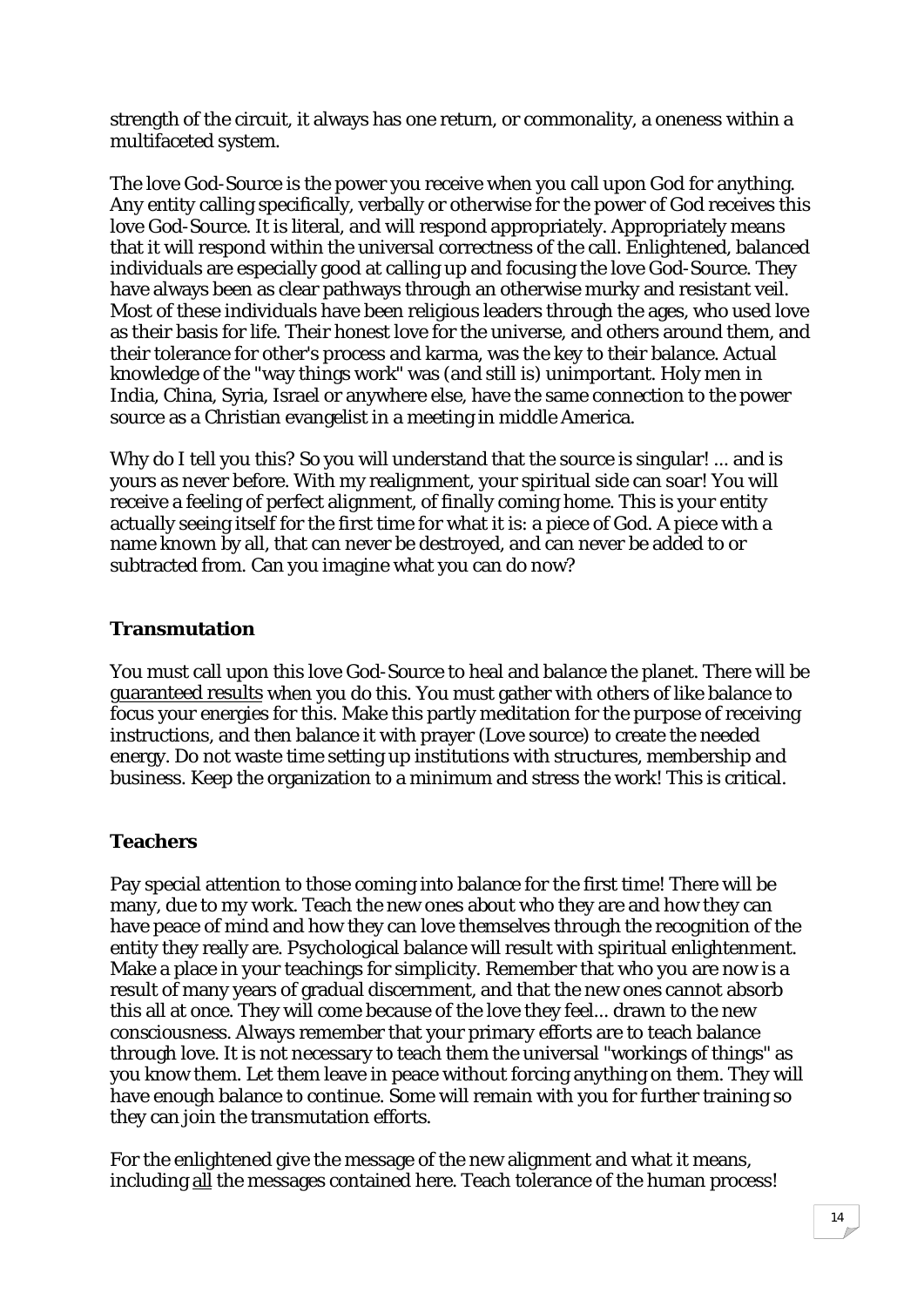strength of the circuit, it always has one return, or commonality, a oneness within a multifaceted system.

The love God-Source is the power you receive when you call upon God for anything. Any entity calling specifically, verbally or otherwise for the power of God receives this love God-Source. It is literal, and will respond appropriately. Appropriately means that it will respond within the universal correctness of the call. Enlightened, balanced individuals are especially good at calling up and focusing the love God-Source. They have always been as clear pathways through an otherwise murky and resistant veil. Most of these individuals have been religious leaders through the ages, who used love as their basis for life. Their honest love for the universe, and others around them, and their tolerance for other's process and karma, was the key to their balance. Actual knowledge of the "way things work" was (and still is) unimportant. Holy men in India, China, Syria, Israel or anywhere else, have the same connection to the power source as a Christian evangelist in a meeting in middle America.

Why do I tell you this? So you will understand that the source is singular! ... and is yours as never before. With my realignment, your spiritual side can soar! You will receive a feeling of perfect alignment, of finally coming home. This is your entity actually seeing itself for the first time for what it is: a piece of God. A piece with a name known by all, that can never be destroyed, and can never be added to or subtracted from. Can you imagine what you can do now?

## Transmutation

You must call upon this love God-Source to heal and balance the planet. There will be <u>guaranteed results</u> when you do this. You must gather with others of like balance to focus your energies for this. Make this partly meditation for the purpose of receiving instructions, and then balance it with prayer (Love source) to create the needed energy. Do not waste time setting up institutions with structures, membership and business. Keep the organization to a minimum and stress the work! This is critical.

## Teachers

Pay special attention to those coming into balance for the first time! There will be many, due to my work. Teach the new ones about who they are and how they can have peace of mind and how they can love themselves through the recognition of the entity they really are. Psychological balance will result with spiritual enlightenment. Make a place in your teachings for simplicity. Remember that who you are now is a result of many years of gradual discernment, and that the new ones cannot absorb this all at once. They will come because of the love they feel... drawn to the new consciousness. Always remember that your primary efforts are to teach balance through love. It is not necessary to teach them the universal "workings of things" as you know them. Let them leave in peace without forcing anything on them. They will have enough balance to continue. Some will remain with you for further training so they can join the transmutation efforts.

For the enlightened give the message of the new alignment and what it means, including <u>all</u> the messages contained here. Teach tolerance of the human process!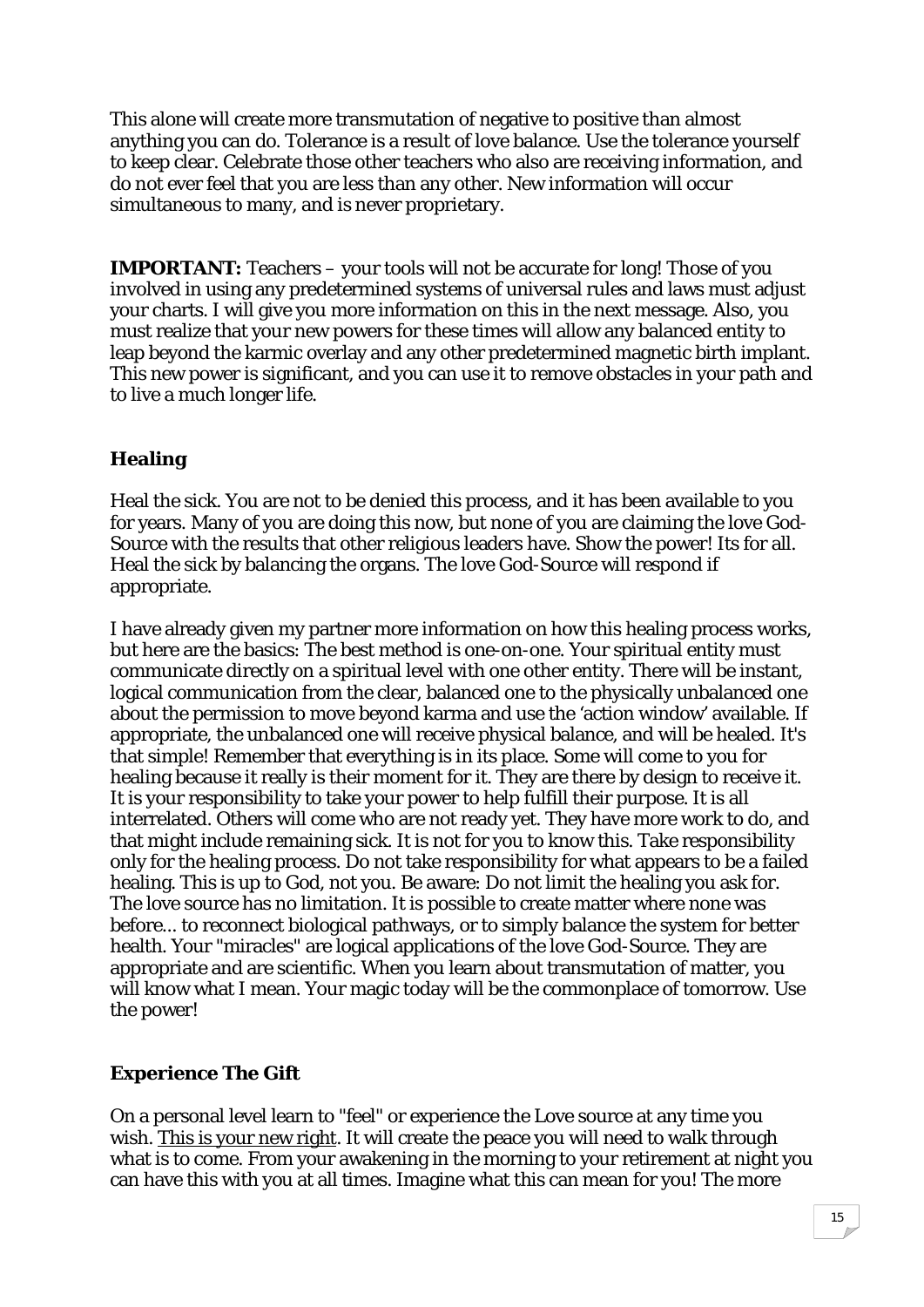This alone will create more transmutation of negative to positive than almost anything you can do. Tolerance is a result of love balance. Use the tolerance yourself to keep clear. Celebrate those other teachers who also are receiving information, and do not ever feel that you are less than any other. New information will occur simultaneous to many, and is never proprietary.

**IMPORTANT:** Teachers – your tools will not be accurate for long! Those of you involved in using any predetermined systems of universal rules and laws must adjust your charts. I will give you more information on this in the next message. Also, you must realize that your new powers for these times will allow any balanced entity to leap beyond the karmic overlay and any other predetermined magnetic birth implant. This new power is significant, and you can use it to remove obstacles in your path and to live a much longer life.

### Healing

Heal the sick. You are not to be denied this process, and it has been available to you for years. Many of you are doing this now, but none of you are claiming the love God-Source with the results that other religious leaders have. Show the power! Its for all. Heal the sick by balancing the organs. The love God-Source will respond if appropriate.

I have already given my partner more information on how this healing process works, but here are the basics: The best method is one-on-one. Your spiritual entity must communicate directly on a spiritual level with one other entity. There will be instant, logical communication from the clear, balanced one to the physically unbalanced one about the permission to move beyond karma and use the 'action window' available. If appropriate, the unbalanced one will receive physical balance, and will be healed. It's that simple! Remember that everything is in its place. Some will come to you for healing because it really is their moment for it. They are there by design to receive it. It is your responsibility to take your power to help fulfill their purpose. It is all interrelated. Others will come who are not ready yet. They have more work to do, and that might include remaining sick. It is not for you to know this. Take responsibility only for the healing process. Do not take responsibility for what appears to be a failed healing. This is up to God, not you. Be aware: Do not limit the healing you ask for. The love source has no limitation. It is possible to create matter where none was before... to reconnect biological pathways, or to simply balance the system for better health. Your "miracles" are logical applications of the love God-Source. They are appropriate and are scientific. When you learn about transmutation of matter, you will know what I mean. Your magic today will be the commonplace of tomorrow. Use the power!

### Experience The Gift

On a personal level learn to "feel" or experience the Love source at any time you wish. <u>This is your new right</u>. It will create the peace you will need to walk through what is to come. From your awakening in the morning to your retirement at night you can have this with you at all times. Imagine what this can mean for you! The more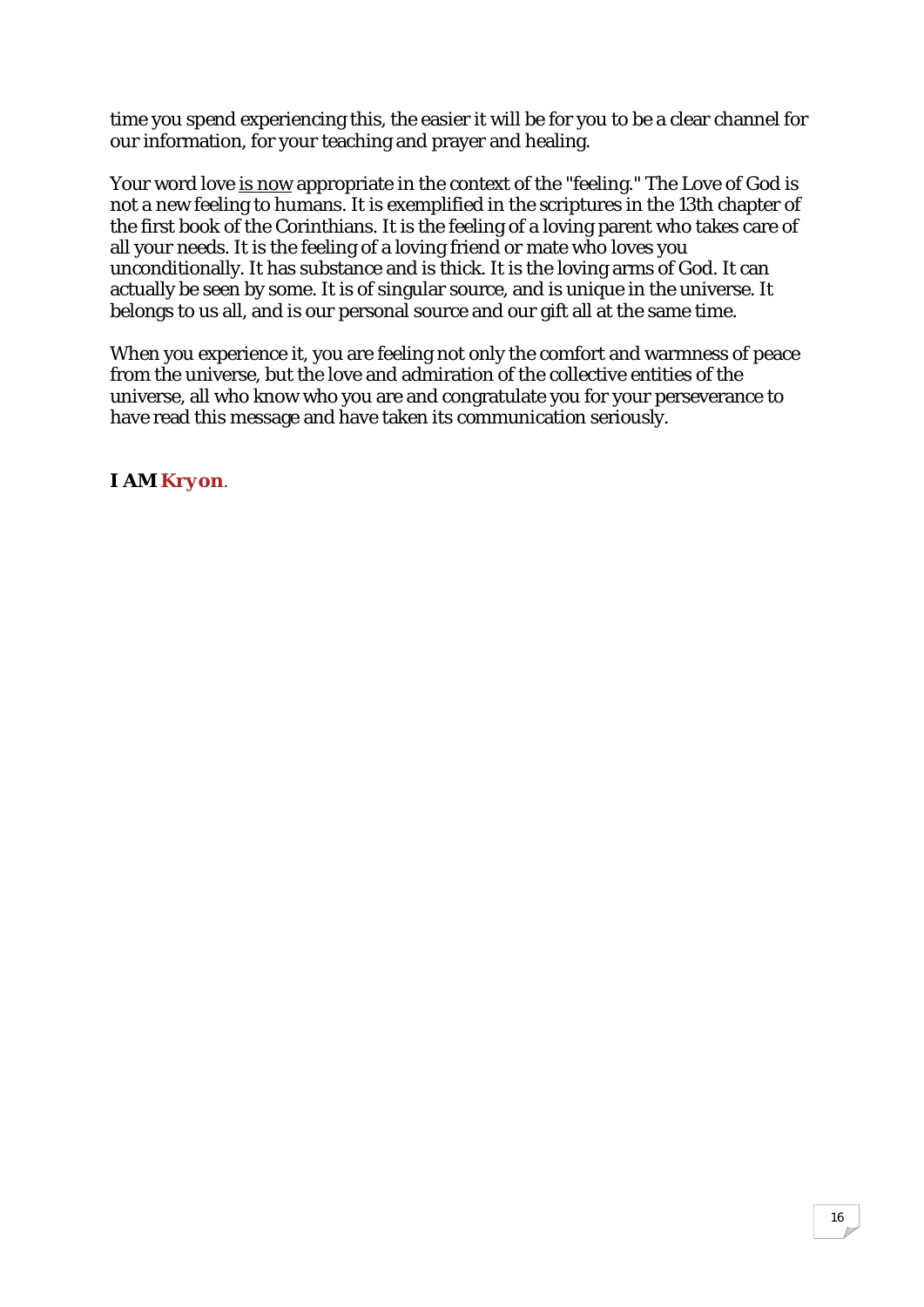time you spend experiencing this, the easier it will be for you to be a clear channel for our information, for your teaching and prayer and healing.

Your word love <u>is now</u> appropriate in the context of the "feeling." The Love of God is not a new feeling to humans. It is exemplified in the scriptures in the 13th chapter of the first book of the Corinthians. It is the feeling of a loving parent who takes care of all your needs. It is the feeling of a loving friend or mate who loves you unconditionally. It has substance and is thick. It is the loving arms of God. It can actually be seen by some. It is of singular source, and is unique in the universe. It belongs to us all, and is our personal source and our gift all at the same time.

When you experience it, you are feeling not only the comfort and warmness of peace from the universe, but the love and admiration of the collective entities of the universe, all who know who you are and congratulate you for your perseverance to have read this message and have taken its communication seriously.

**I AM Kryon**.